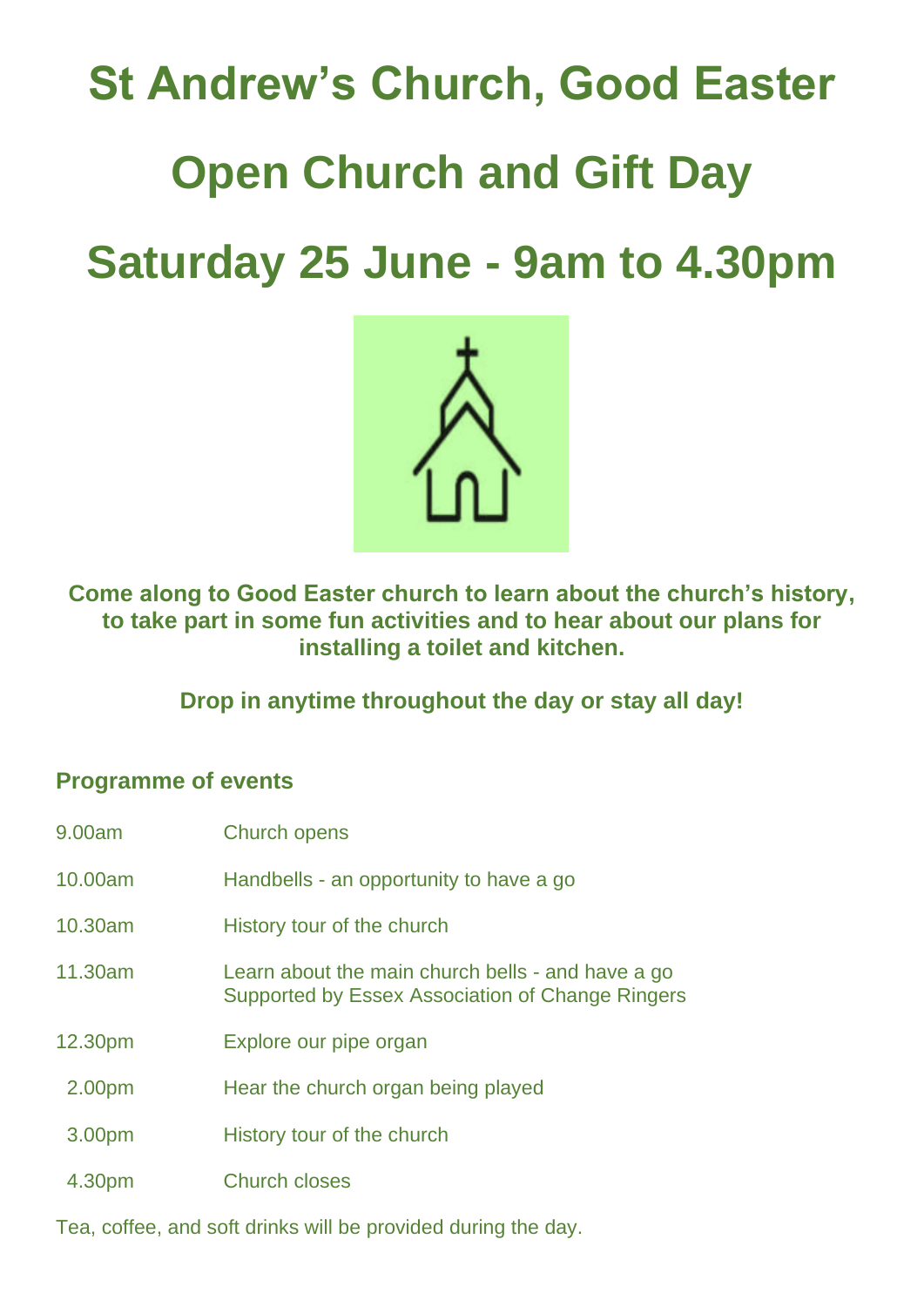# St Andrew's Church, Good Easter

# Open Church and Gift Day

# Saturday 25 June - 9am to 4.30pm

**Come along to Good Easter church to learn about the church's history, to take part in some fun activities and to hear about our plans for installing a toilet and kitchen.**

**Drop in anytime throughout the day or stay all day!**

### Programme of events

| | |
|---|---|
| 9.00am | Church opens |
| 10.00am | Handbells - an opportunity to have a go |
| 10.30am | History tour of the church |
| 11.30am | Learn about the main church bells - and have a go<br>Supported by Essex Association of Change Ringers |
| 12.30pm | Explore our pipe organ |
| 2.00pm | Hear the church organ being played |
| 3.00pm | History tour of the church |
| 4.30pm | Church closes |

Tea, coffee, and soft drinks will be provided during the day.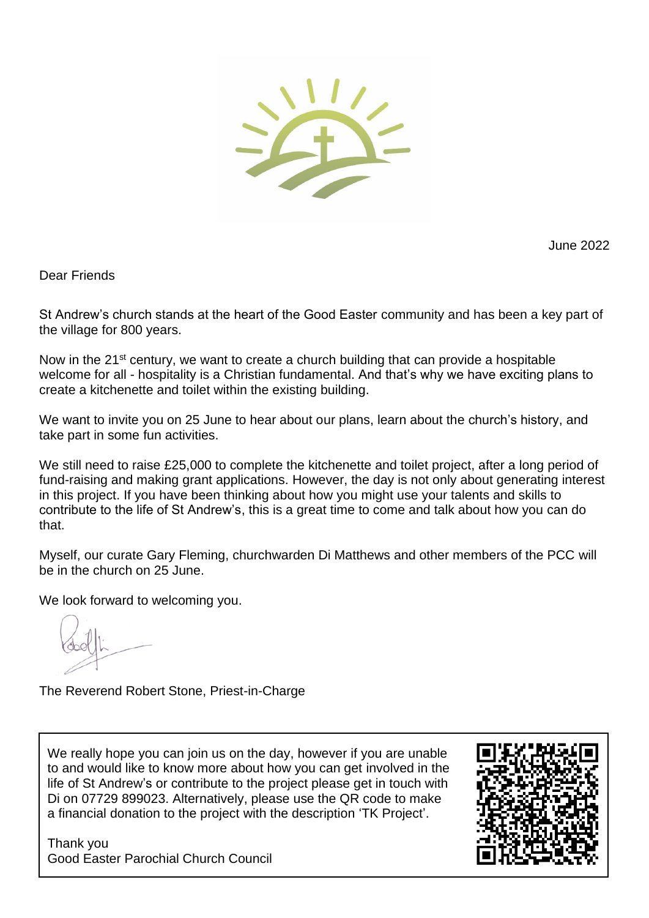June 2022

Dear Friends

St Andrew's church stands at the heart of the Good Easter community and has been a key part of the village for 800 years.

Now in the 21st century, we want to create a church building that can provide a hospitable welcome for all - hospitality is a Christian fundamental. And that's why we have exciting plans to create a kitchenette and toilet within the existing building.

We want to invite you on 25 June to hear about our plans, learn about the church's history, and take part in some fun activities.

We still need to raise £25,000 to complete the kitchenette and toilet project, after a long period of fund-raising and making grant applications. However, the day is not only about generating interest in this project. If you have been thinking about how you might use your talents and skills to contribute to the life of St Andrew's, this is a great time to come and talk about how you can do that.

Myself, our curate Gary Fleming, churchwarden Di Matthews and other members of the PCC will be in the church on 25 June.

We look forward to welcoming you.

The Reverend Robert Stone, Priest-in-Charge

We really hope you can join us on the day, however if you are unable to and would like to know more about how you can get involved in the life of St Andrew's or contribute to the project please get in touch with Di on 07729 899023. Alternatively, please use the QR code to make a financial donation to the project with the description 'TK Project'.

Thank you
Good Easter Parochial Church Council